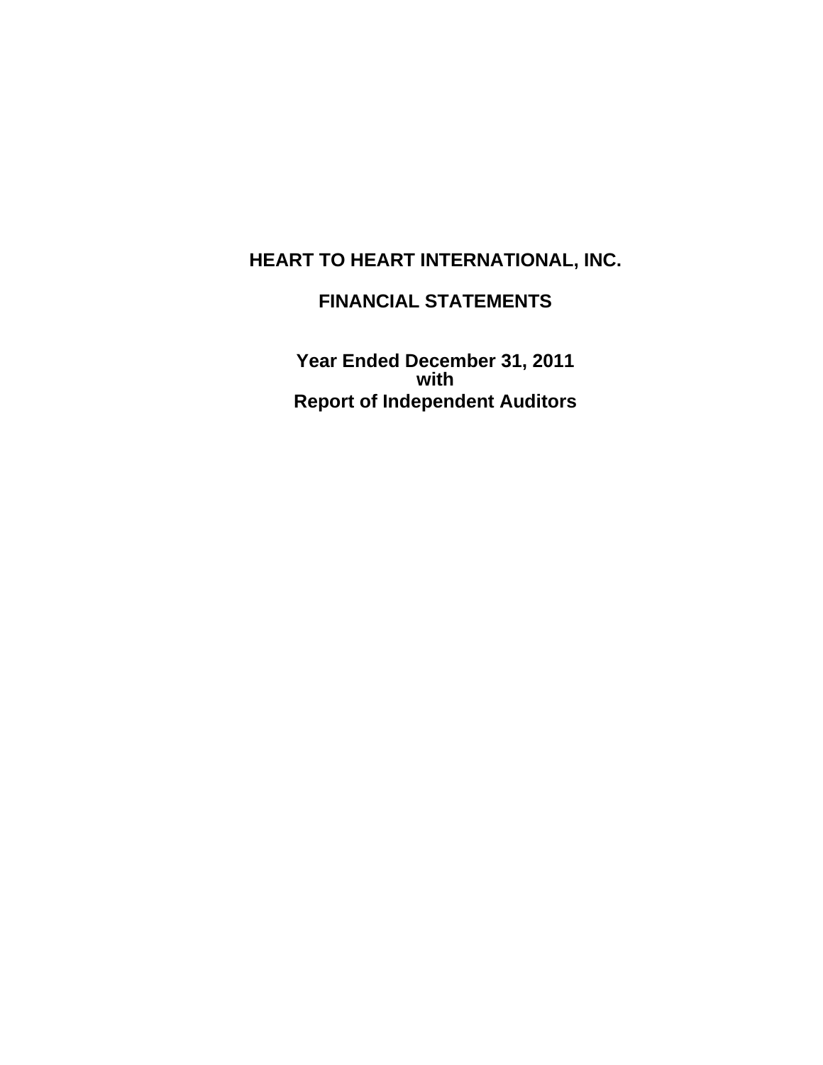# HEART TO HEART INTERNATIONAL, INC.

## FINANCIAL STATEMENTS

**Year Ended December 31, 2011**
**with**
**Report of Independent Auditors**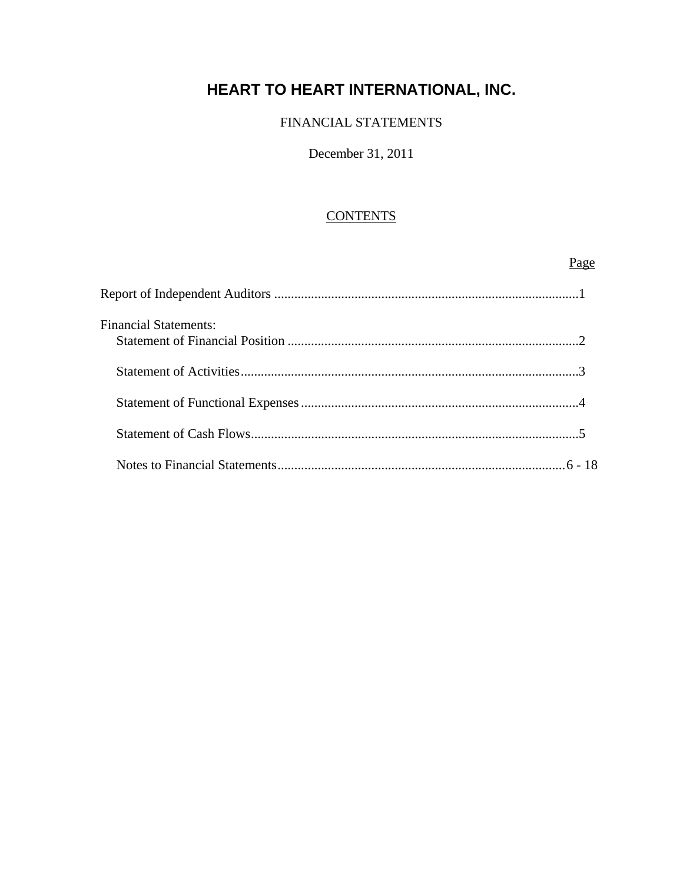# HEART TO HEART INTERNATIONAL, INC.

FINANCIAL STATEMENTS

December 31, 2011

## CONTENTS

| | Page |
|---|---|
| Report of Independent Auditors | 1 |
| Financial Statements: | |
| Statement of Financial Position | 2 |
| Statement of Activities | 3 |
| Statement of Functional Expenses | 4 |
| Statement of Cash Flows | 5 |
| Notes to Financial Statements | 6 - 18 |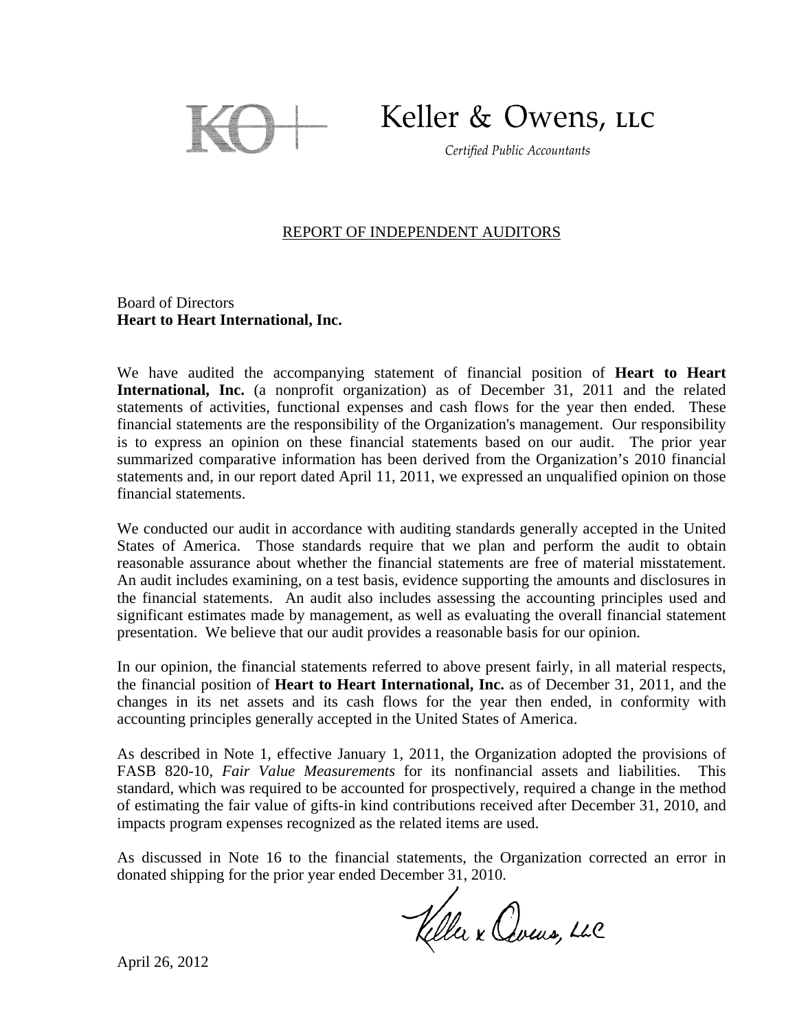# Keller & Owens, LLC

*Certified Public Accountants*

## REPORT OF INDEPENDENT AUDITORS

Board of Directors
**Heart to Heart International, Inc.**

We have audited the accompanying statement of financial position of **Heart to Heart International, Inc.** (a nonprofit organization) as of December 31, 2011 and the related statements of activities, functional expenses and cash flows for the year then ended. These financial statements are the responsibility of the Organization's management. Our responsibility is to express an opinion on these financial statements based on our audit. The prior year summarized comparative information has been derived from the Organization's 2010 financial statements and, in our report dated April 11, 2011, we expressed an unqualified opinion on those financial statements.

We conducted our audit in accordance with auditing standards generally accepted in the United States of America. Those standards require that we plan and perform the audit to obtain reasonable assurance about whether the financial statements are free of material misstatement. An audit includes examining, on a test basis, evidence supporting the amounts and disclosures in the financial statements. An audit also includes assessing the accounting principles used and significant estimates made by management, as well as evaluating the overall financial statement presentation. We believe that our audit provides a reasonable basis for our opinion.

In our opinion, the financial statements referred to above present fairly, in all material respects, the financial position of **Heart to Heart International, Inc.** as of December 31, 2011, and the changes in its net assets and its cash flows for the year then ended, in conformity with accounting principles generally accepted in the United States of America.

As described in Note 1, effective January 1, 2011, the Organization adopted the provisions of FASB 820-10, *Fair Value Measurements* for its nonfinancial assets and liabilities. This standard, which was required to be accounted for prospectively, required a change in the method of estimating the fair value of gifts-in kind contributions received after December 31, 2010, and impacts program expenses recognized as the related items are used.

As discussed in Note 16 to the financial statements, the Organization corrected an error in donated shipping for the prior year ended December 31, 2010.

Keller & Owens, LLC

April 26, 2012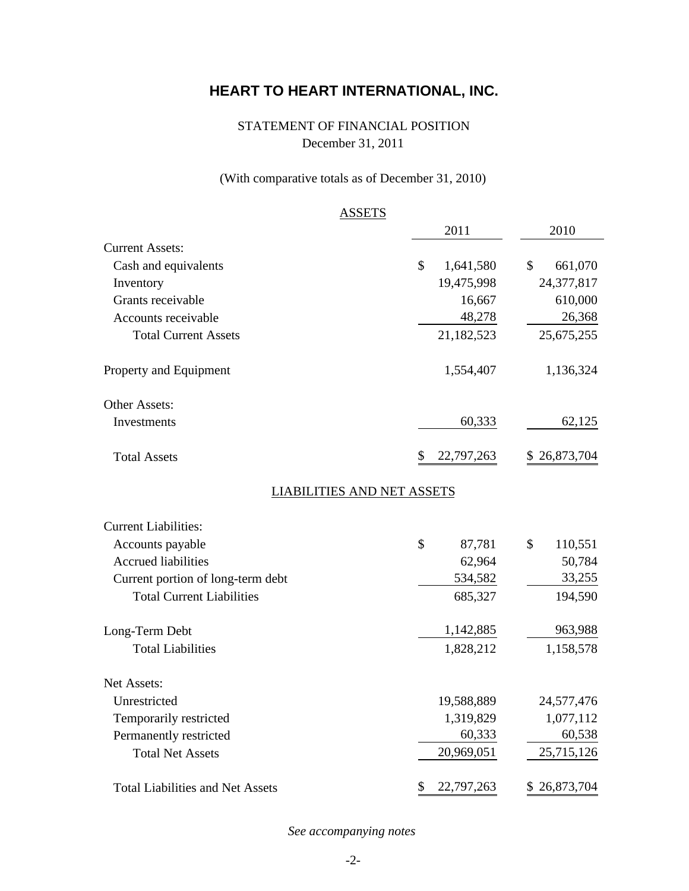# HEART TO HEART INTERNATIONAL, INC.

STATEMENT OF FINANCIAL POSITION
December 31, 2011

(With comparative totals as of December 31, 2010)

## ASSETS

| | 2011 | 2010 |
|---|---|---|
| **Current Assets:** | | |
| Cash and equivalents | $ 1,641,580 | $ 661,070 |
| Inventory | 19,475,998 | 24,377,817 |
| Grants receivable | 16,667 | 610,000 |
| Accounts receivable | 48,278 | 26,368 |
| Total Current Assets | 21,182,523 | 25,675,255 |
| Property and Equipment | 1,554,407 | 1,136,324 |
| **Other Assets:** | | |
| Investments | 60,333 | 62,125 |
| Total Assets | $ 22,797,263 | $ 26,873,704 |

## LIABILITIES AND NET ASSETS

| | 2011 | 2010 |
|---|---|---|
| **Current Liabilities:** | | |
| Accounts payable | $ 87,781 | $ 110,551 |
| Accrued liabilities | 62,964 | 50,784 |
| Current portion of long-term debt | 534,582 | 33,255 |
| Total Current Liabilities | 685,327 | 194,590 |
| Long-Term Debt | 1,142,885 | 963,988 |
| Total Liabilities | 1,828,212 | 1,158,578 |
| **Net Assets:** | | |
| Unrestricted | 19,588,889 | 24,577,476 |
| Temporarily restricted | 1,319,829 | 1,077,112 |
| Permanently restricted | 60,333 | 60,538 |
| Total Net Assets | 20,969,051 | 25,715,126 |
| Total Liabilities and Net Assets | $ 22,797,263 | $ 26,873,704 |

*See accompanying notes*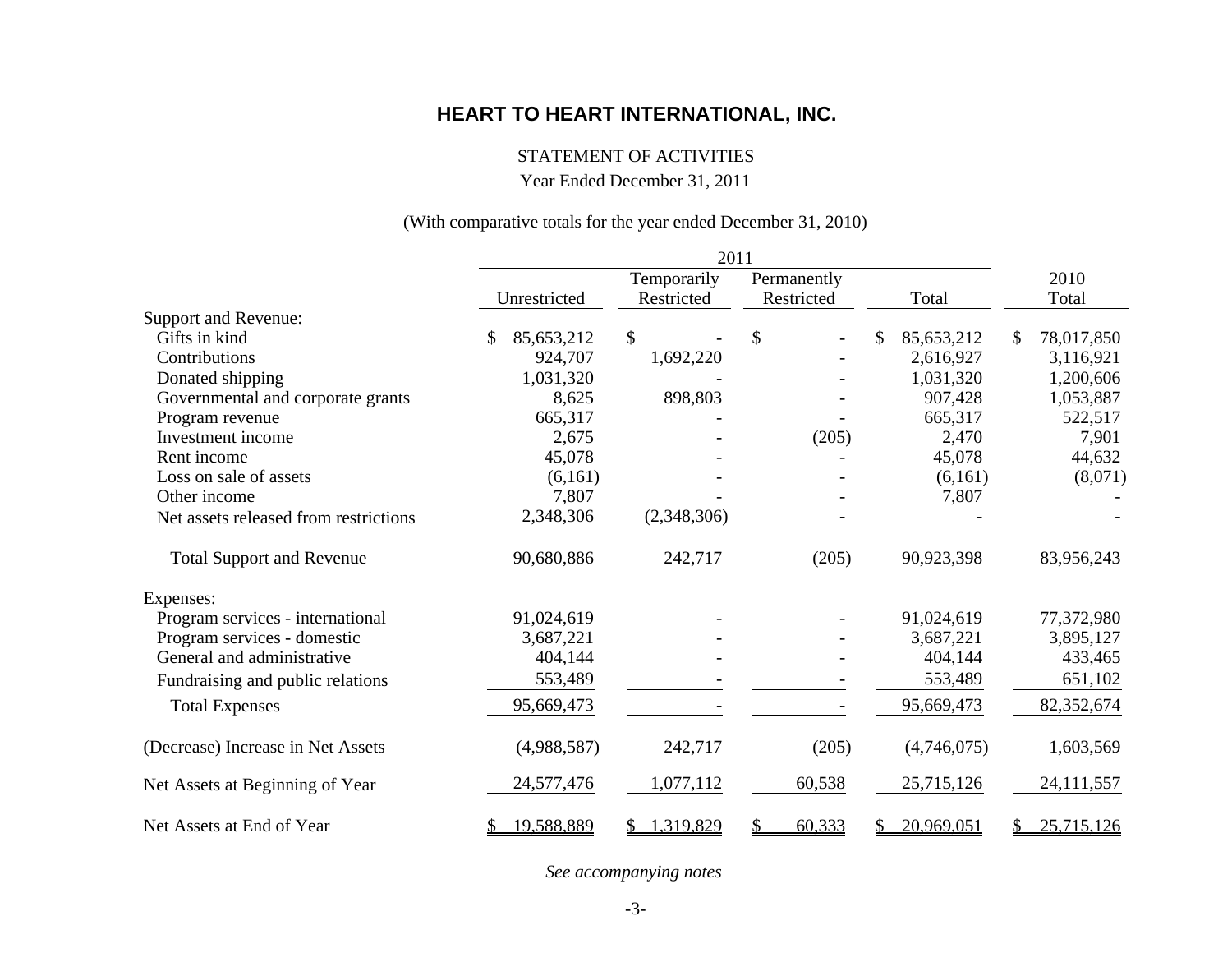# HEART TO HEART INTERNATIONAL, INC.

STATEMENT OF ACTIVITIES

Year Ended December 31, 2011

(With comparative totals for the year ended December 31, 2010)

| | 2011 | | | | 2010 |
|---|---|---|---|---|---|
| | Unrestricted | Temporarily Restricted | Permanently Restricted | Total | Total |
| Support and Revenue: | | | | | |
| Gifts in kind | $ 85,653,212 | $ - | $ - | $ 85,653,212 | $ 78,017,850 |
| Contributions | 924,707 | 1,692,220 | - | 2,616,927 | 3,116,921 |
| Donated shipping | 1,031,320 | - | - | 1,031,320 | 1,200,606 |
| Governmental and corporate grants | 8,625 | 898,803 | - | 907,428 | 1,053,887 |
| Program revenue | 665,317 | - | - | 665,317 | 522,517 |
| Investment income | 2,675 | - | (205) | 2,470 | 7,901 |
| Rent income | 45,078 | - | - | 45,078 | 44,632 |
| Loss on sale of assets | (6,161) | - | - | (6,161) | (8,071) |
| Other income | 7,807 | - | - | 7,807 | - |
| Net assets released from restrictions | 2,348,306 | (2,348,306) | - | - | - |
| Total Support and Revenue | 90,680,886 | 242,717 | (205) | 90,923,398 | 83,956,243 |
| Expenses: | | | | | |
| Program services - international | 91,024,619 | - | - | 91,024,619 | 77,372,980 |
| Program services - domestic | 3,687,221 | - | - | 3,687,221 | 3,895,127 |
| General and administrative | 404,144 | - | - | 404,144 | 433,465 |
| Fundraising and public relations | 553,489 | - | - | 553,489 | 651,102 |
| Total Expenses | 95,669,473 | - | - | 95,669,473 | 82,352,674 |
| (Decrease) Increase in Net Assets | (4,988,587) | 242,717 | (205) | (4,746,075) | 1,603,569 |
| Net Assets at Beginning of Year | 24,577,476 | 1,077,112 | 60,538 | 25,715,126 | 24,111,557 |
| Net Assets at End of Year | $ 19,588,889 | $ 1,319,829 | $ 60,333 | $ 20,969,051 | $ 25,715,126 |

*See accompanying notes*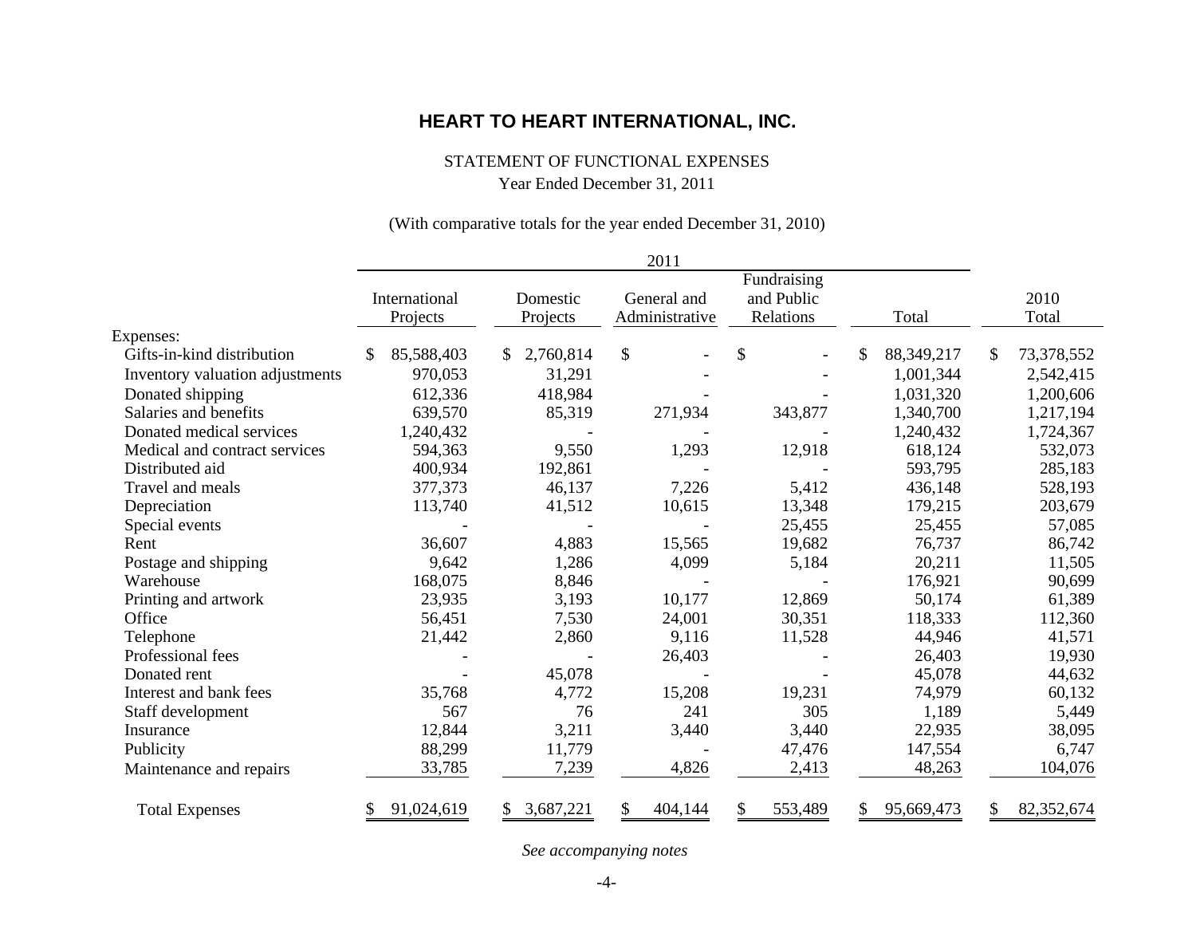# HEART TO HEART INTERNATIONAL, INC.

STATEMENT OF FUNCTIONAL EXPENSES

Year Ended December 31, 2011

(With comparative totals for the year ended December 31, 2010)

| | 2011 | | | | | |
|---|---|---|---|---|---|---|
| | International Projects | Domestic Projects | General and Administrative | Fundraising and Public Relations | Total | 2010 Total |
| Expenses: | | | | | | |
| Gifts-in-kind distribution | $ 85,588,403 | $ 2,760,814 | $ - | $ - | $ 88,349,217 | $ 73,378,552 |
| Inventory valuation adjustments | 970,053 | 31,291 | - | - | 1,001,344 | 2,542,415 |
| Donated shipping | 612,336 | 418,984 | - | - | 1,031,320 | 1,200,606 |
| Salaries and benefits | 639,570 | 85,319 | 271,934 | 343,877 | 1,340,700 | 1,217,194 |
| Donated medical services | 1,240,432 | - | - | - | 1,240,432 | 1,724,367 |
| Medical and contract services | 594,363 | 9,550 | 1,293 | 12,918 | 618,124 | 532,073 |
| Distributed aid | 400,934 | 192,861 | - | - | 593,795 | 285,183 |
| Travel and meals | 377,373 | 46,137 | 7,226 | 5,412 | 436,148 | 528,193 |
| Depreciation | 113,740 | 41,512 | 10,615 | 13,348 | 179,215 | 203,679 |
| Special events | - | - | - | 25,455 | 25,455 | 57,085 |
| Rent | 36,607 | 4,883 | 15,565 | 19,682 | 76,737 | 86,742 |
| Postage and shipping | 9,642 | 1,286 | 4,099 | 5,184 | 20,211 | 11,505 |
| Warehouse | 168,075 | 8,846 | - | - | 176,921 | 90,699 |
| Printing and artwork | 23,935 | 3,193 | 10,177 | 12,869 | 50,174 | 61,389 |
| Office | 56,451 | 7,530 | 24,001 | 30,351 | 118,333 | 112,360 |
| Telephone | 21,442 | 2,860 | 9,116 | 11,528 | 44,946 | 41,571 |
| Professional fees | - | - | 26,403 | - | 26,403 | 19,930 |
| Donated rent | - | 45,078 | - | - | 45,078 | 44,632 |
| Interest and bank fees | 35,768 | 4,772 | 15,208 | 19,231 | 74,979 | 60,132 |
| Staff development | 567 | 76 | 241 | 305 | 1,189 | 5,449 |
| Insurance | 12,844 | 3,211 | 3,440 | 3,440 | 22,935 | 38,095 |
| Publicity | 88,299 | 11,779 | - | 47,476 | 147,554 | 6,747 |
| Maintenance and repairs | 33,785 | 7,239 | 4,826 | 2,413 | 48,263 | 104,076 |
| Total Expenses | $ 91,024,619 | $ 3,687,221 | $ 404,144 | $ 553,489 | $ 95,669,473 | $ 82,352,674 |

*See accompanying notes*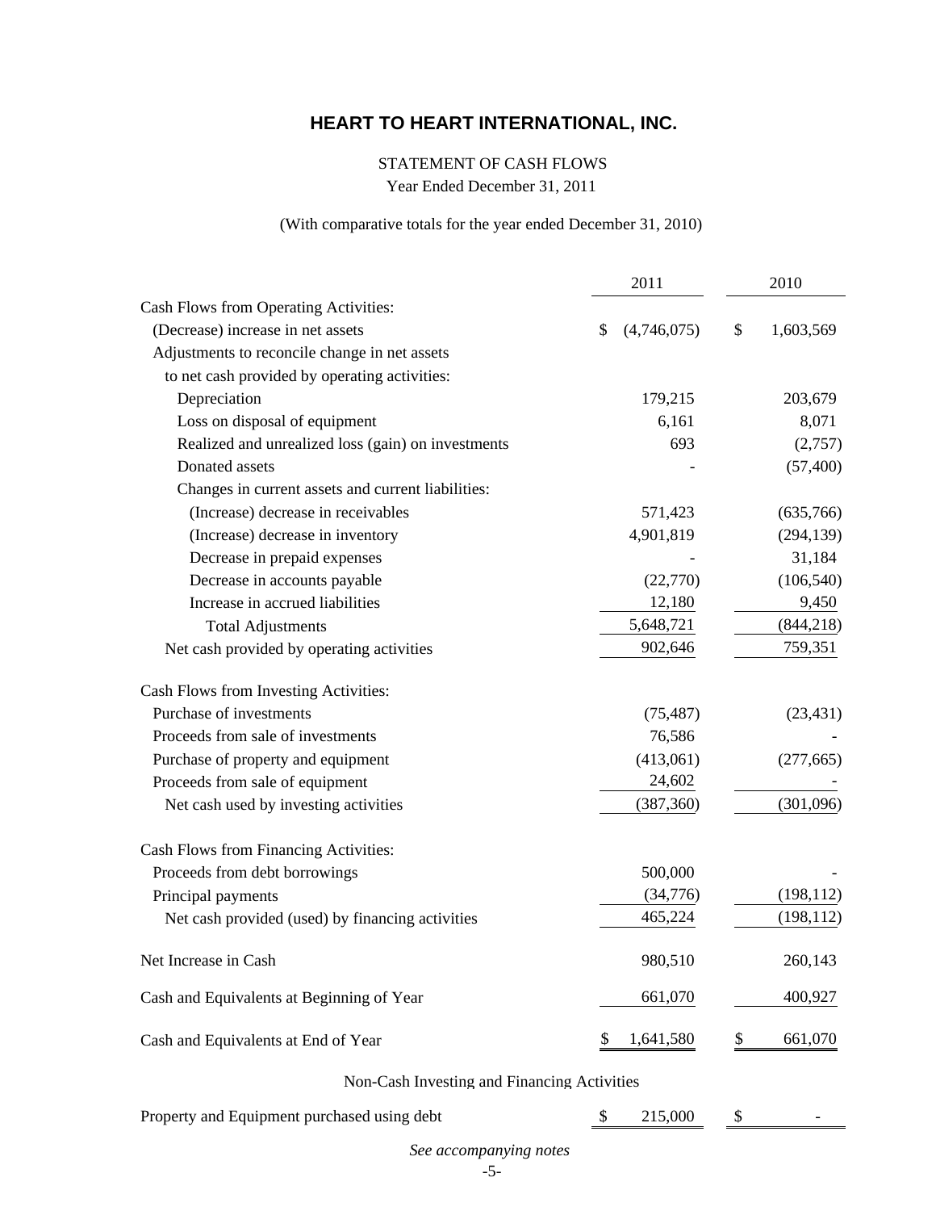# HEART TO HEART INTERNATIONAL, INC.

STATEMENT OF CASH FLOWS

Year Ended December 31, 2011

(With comparative totals for the year ended December 31, 2010)

| | 2011 | 2010 |
|---|---|---|
| Cash Flows from Operating Activities: | | |
| (Decrease) increase in net assets | $ (4,746,075) | $ 1,603,569 |
| Adjustments to reconcile change in net assets | | |
| to net cash provided by operating activities: | | |
| Depreciation | 179,215 | 203,679 |
| Loss on disposal of equipment | 6,161 | 8,071 |
| Realized and unrealized loss (gain) on investments | 693 | (2,757) |
| Donated assets | - | (57,400) |
| Changes in current assets and current liabilities: | | |
| (Increase) decrease in receivables | 571,423 | (635,766) |
| (Increase) decrease in inventory | 4,901,819 | (294,139) |
| Decrease in prepaid expenses | - | 31,184 |
| Decrease in accounts payable | (22,770) | (106,540) |
| Increase in accrued liabilities | 12,180 | 9,450 |
| Total Adjustments | 5,648,721 | (844,218) |
| Net cash provided by operating activities | 902,646 | 759,351 |
| Cash Flows from Investing Activities: | | |
| Purchase of investments | (75,487) | (23,431) |
| Proceeds from sale of investments | 76,586 | - |
| Purchase of property and equipment | (413,061) | (277,665) |
| Proceeds from sale of equipment | 24,602 | - |
| Net cash used by investing activities | (387,360) | (301,096) |
| Cash Flows from Financing Activities: | | |
| Proceeds from debt borrowings | 500,000 | - |
| Principal payments | (34,776) | (198,112) |
| Net cash provided (used) by financing activities | 465,224 | (198,112) |
| Net Increase in Cash | 980,510 | 260,143 |
| Cash and Equivalents at Beginning of Year | 661,070 | 400,927 |
| Cash and Equivalents at End of Year | $ 1,641,580 | $ 661,070 |

Non-Cash Investing and Financing Activities

| | 2011 | 2010 |
|---|---|---|
| Property and Equipment purchased using debt | $ 215,000 | $ - |

*See accompanying notes*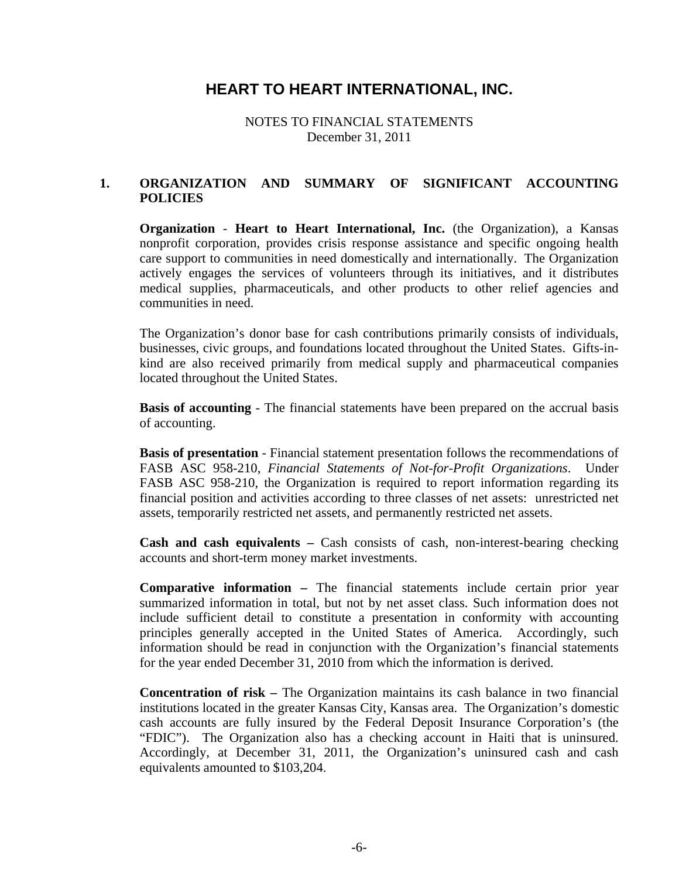# HEART TO HEART INTERNATIONAL, INC.

NOTES TO FINANCIAL STATEMENTS
December 31, 2011

## 1. ORGANIZATION AND SUMMARY OF SIGNIFICANT ACCOUNTING POLICIES

**Organization** - **Heart to Heart International, Inc.** (the Organization), a Kansas nonprofit corporation, provides crisis response assistance and specific ongoing health care support to communities in need domestically and internationally. The Organization actively engages the services of volunteers through its initiatives, and it distributes medical supplies, pharmaceuticals, and other products to other relief agencies and communities in need.

The Organization's donor base for cash contributions primarily consists of individuals, businesses, civic groups, and foundations located throughout the United States. Gifts-in-kind are also received primarily from medical supply and pharmaceutical companies located throughout the United States.

**Basis of accounting** - The financial statements have been prepared on the accrual basis of accounting.

**Basis of presentation** - Financial statement presentation follows the recommendations of FASB ASC 958-210, *Financial Statements of Not-for-Profit Organizations*. Under FASB ASC 958-210, the Organization is required to report information regarding its financial position and activities according to three classes of net assets: unrestricted net assets, temporarily restricted net assets, and permanently restricted net assets.

**Cash and cash equivalents –** Cash consists of cash, non-interest-bearing checking accounts and short-term money market investments.

**Comparative information –** The financial statements include certain prior year summarized information in total, but not by net asset class. Such information does not include sufficient detail to constitute a presentation in conformity with accounting principles generally accepted in the United States of America. Accordingly, such information should be read in conjunction with the Organization's financial statements for the year ended December 31, 2010 from which the information is derived.

**Concentration of risk –** The Organization maintains its cash balance in two financial institutions located in the greater Kansas City, Kansas area. The Organization's domestic cash accounts are fully insured by the Federal Deposit Insurance Corporation's (the "FDIC"). The Organization also has a checking account in Haiti that is uninsured. Accordingly, at December 31, 2011, the Organization's uninsured cash and cash equivalents amounted to $103,204.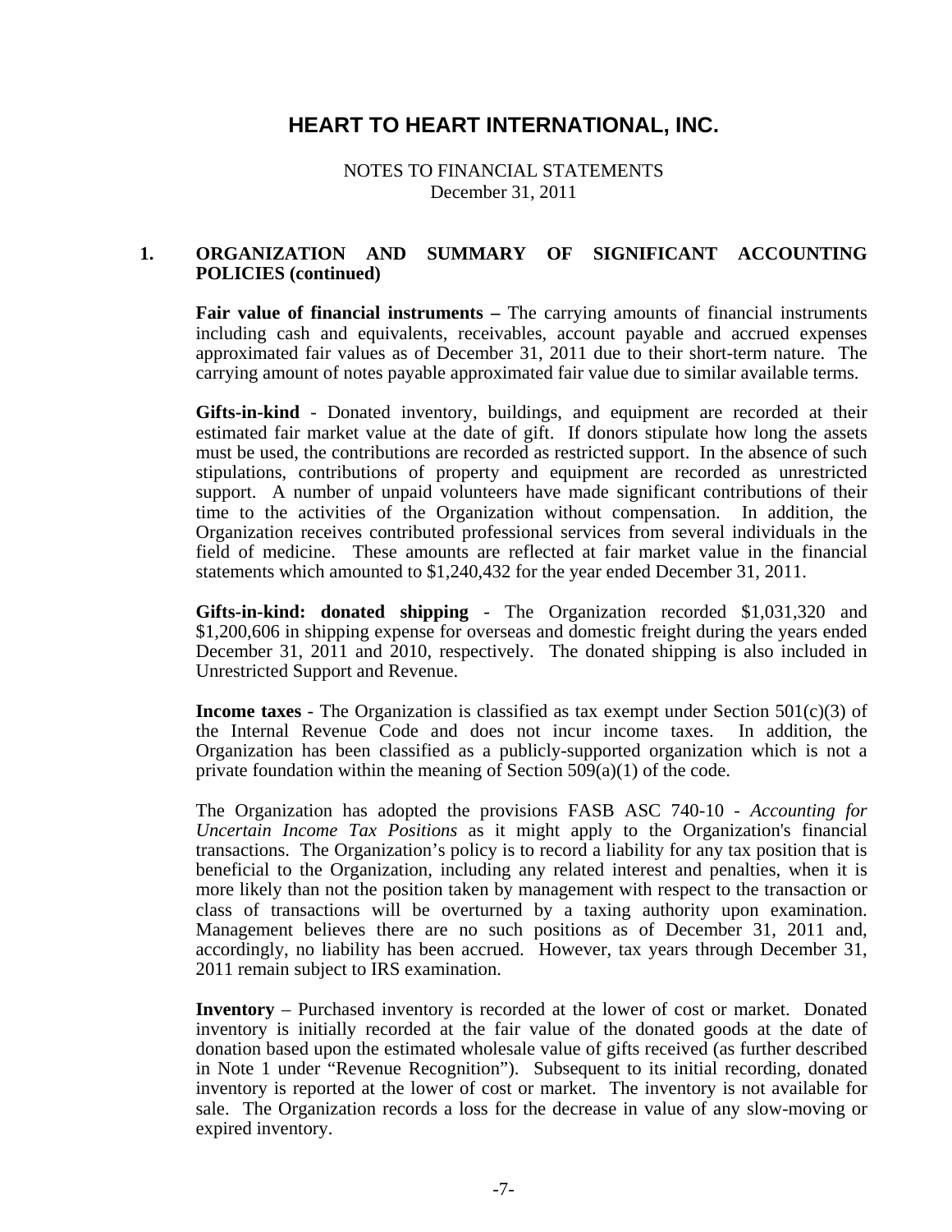# HEART TO HEART INTERNATIONAL, INC.

NOTES TO FINANCIAL STATEMENTS
December 31, 2011

## 1. ORGANIZATION AND SUMMARY OF SIGNIFICANT ACCOUNTING POLICIES (continued)

**Fair value of financial instruments –** The carrying amounts of financial instruments including cash and equivalents, receivables, account payable and accrued expenses approximated fair values as of December 31, 2011 due to their short-term nature. The carrying amount of notes payable approximated fair value due to similar available terms.

**Gifts-in-kind** - Donated inventory, buildings, and equipment are recorded at their estimated fair market value at the date of gift. If donors stipulate how long the assets must be used, the contributions are recorded as restricted support. In the absence of such stipulations, contributions of property and equipment are recorded as unrestricted support. A number of unpaid volunteers have made significant contributions of their time to the activities of the Organization without compensation. In addition, the Organization receives contributed professional services from several individuals in the field of medicine. These amounts are reflected at fair market value in the financial statements which amounted to $1,240,432 for the year ended December 31, 2011.

**Gifts-in-kind: donated shipping** - The Organization recorded $1,031,320 and $1,200,606 in shipping expense for overseas and domestic freight during the years ended December 31, 2011 and 2010, respectively. The donated shipping is also included in Unrestricted Support and Revenue.

**Income taxes** - The Organization is classified as tax exempt under Section 501(c)(3) of the Internal Revenue Code and does not incur income taxes. In addition, the Organization has been classified as a publicly-supported organization which is not a private foundation within the meaning of Section 509(a)(1) of the code.

The Organization has adopted the provisions FASB ASC 740-10 - *Accounting for Uncertain Income Tax Positions* as it might apply to the Organization's financial transactions. The Organization's policy is to record a liability for any tax position that is beneficial to the Organization, including any related interest and penalties, when it is more likely than not the position taken by management with respect to the transaction or class of transactions will be overturned by a taxing authority upon examination. Management believes there are no such positions as of December 31, 2011 and, accordingly, no liability has been accrued. However, tax years through December 31, 2011 remain subject to IRS examination.

**Inventory** – Purchased inventory is recorded at the lower of cost or market. Donated inventory is initially recorded at the fair value of the donated goods at the date of donation based upon the estimated wholesale value of gifts received (as further described in Note 1 under "Revenue Recognition"). Subsequent to its initial recording, donated inventory is reported at the lower of cost or market. The inventory is not available for sale. The Organization records a loss for the decrease in value of any slow-moving or expired inventory.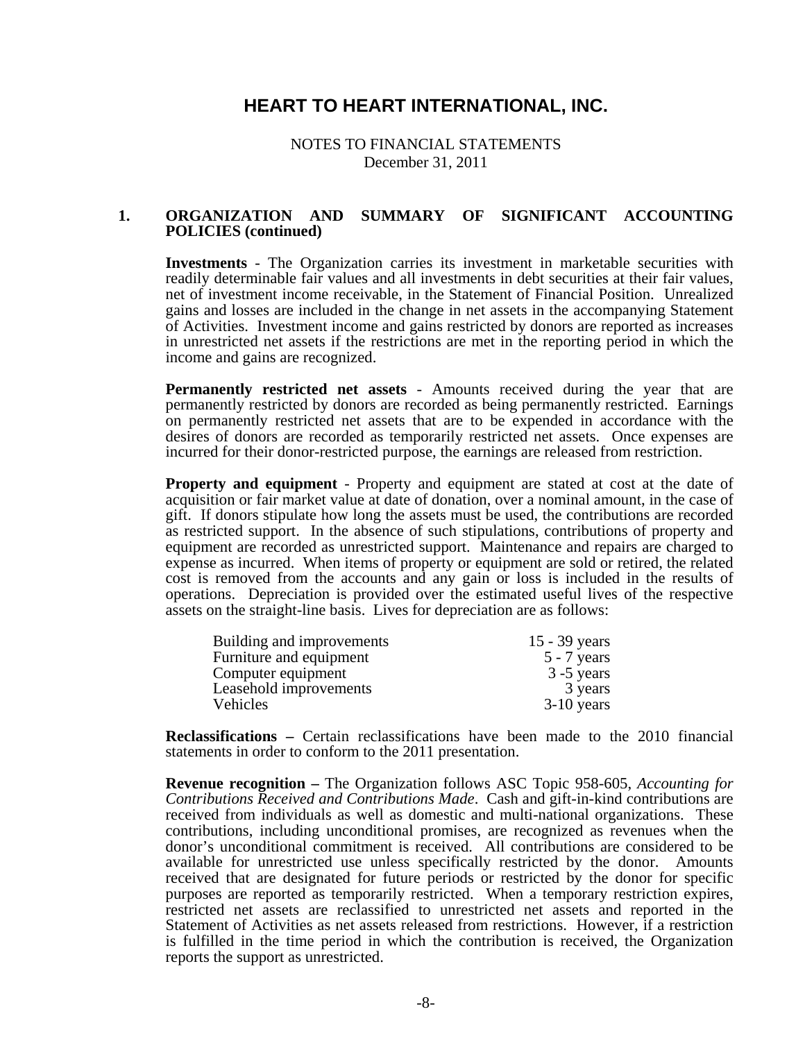# HEART TO HEART INTERNATIONAL, INC.

NOTES TO FINANCIAL STATEMENTS
December 31, 2011

## 1. ORGANIZATION AND SUMMARY OF SIGNIFICANT ACCOUNTING POLICIES (continued)

**Investments** - The Organization carries its investment in marketable securities with readily determinable fair values and all investments in debt securities at their fair values, net of investment income receivable, in the Statement of Financial Position. Unrealized gains and losses are included in the change in net assets in the accompanying Statement of Activities. Investment income and gains restricted by donors are reported as increases in unrestricted net assets if the restrictions are met in the reporting period in which the income and gains are recognized.

**Permanently restricted net assets** - Amounts received during the year that are permanently restricted by donors are recorded as being permanently restricted. Earnings on permanently restricted net assets that are to be expended in accordance with the desires of donors are recorded as temporarily restricted net assets. Once expenses are incurred for their donor-restricted purpose, the earnings are released from restriction.

**Property and equipment** - Property and equipment are stated at cost at the date of acquisition or fair market value at date of donation, over a nominal amount, in the case of gift. If donors stipulate how long the assets must be used, the contributions are recorded as restricted support. In the absence of such stipulations, contributions of property and equipment are recorded as unrestricted support. Maintenance and repairs are charged to expense as incurred. When items of property or equipment are sold or retired, the related cost is removed from the accounts and any gain or loss is included in the results of operations. Depreciation is provided over the estimated useful lives of the respective assets on the straight-line basis. Lives for depreciation are as follows:

| | |
|---|---|
| Building and improvements | 15 - 39 years |
| Furniture and equipment | 5 - 7 years |
| Computer equipment | 3 -5 years |
| Leasehold improvements | 3 years |
| Vehicles | 3-10 years |

**Reclassifications –** Certain reclassifications have been made to the 2010 financial statements in order to conform to the 2011 presentation.

**Revenue recognition –** The Organization follows ASC Topic 958-605, *Accounting for Contributions Received and Contributions Made*. Cash and gift-in-kind contributions are received from individuals as well as domestic and multi-national organizations. These contributions, including unconditional promises, are recognized as revenues when the donor's unconditional commitment is received. All contributions are considered to be available for unrestricted use unless specifically restricted by the donor. Amounts received that are designated for future periods or restricted by the donor for specific purposes are reported as temporarily restricted. When a temporary restriction expires, restricted net assets are reclassified to unrestricted net assets and reported in the Statement of Activities as net assets released from restrictions. However, if a restriction is fulfilled in the time period in which the contribution is received, the Organization reports the support as unrestricted.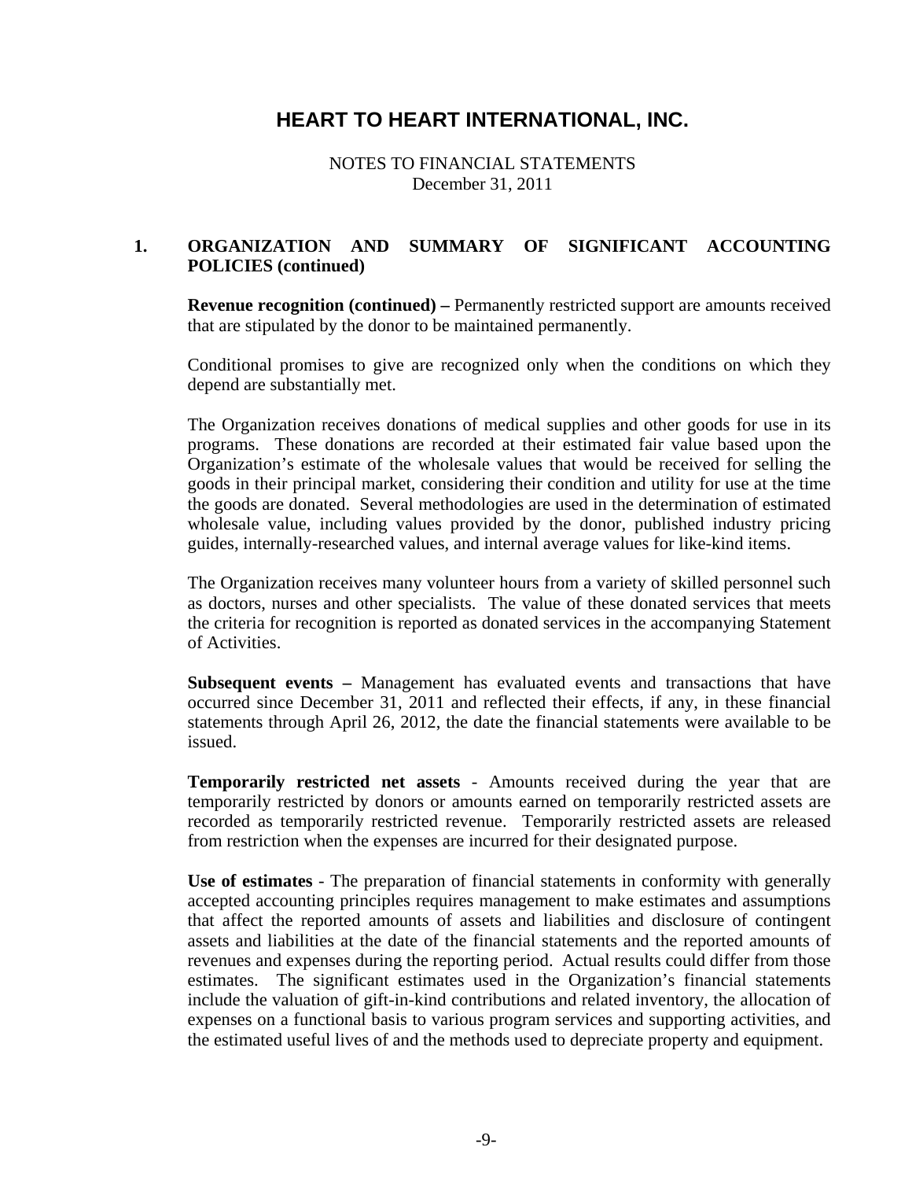# HEART TO HEART INTERNATIONAL, INC.

NOTES TO FINANCIAL STATEMENTS
December 31, 2011

## 1. ORGANIZATION AND SUMMARY OF SIGNIFICANT ACCOUNTING POLICIES (continued)

**Revenue recognition (continued) –** Permanently restricted support are amounts received that are stipulated by the donor to be maintained permanently.

Conditional promises to give are recognized only when the conditions on which they depend are substantially met.

The Organization receives donations of medical supplies and other goods for use in its programs. These donations are recorded at their estimated fair value based upon the Organization's estimate of the wholesale values that would be received for selling the goods in their principal market, considering their condition and utility for use at the time the goods are donated. Several methodologies are used in the determination of estimated wholesale value, including values provided by the donor, published industry pricing guides, internally-researched values, and internal average values for like-kind items.

The Organization receives many volunteer hours from a variety of skilled personnel such as doctors, nurses and other specialists. The value of these donated services that meets the criteria for recognition is reported as donated services in the accompanying Statement of Activities.

**Subsequent events –** Management has evaluated events and transactions that have occurred since December 31, 2011 and reflected their effects, if any, in these financial statements through April 26, 2012, the date the financial statements were available to be issued.

**Temporarily restricted net assets** - Amounts received during the year that are temporarily restricted by donors or amounts earned on temporarily restricted assets are recorded as temporarily restricted revenue. Temporarily restricted assets are released from restriction when the expenses are incurred for their designated purpose.

**Use of estimates** - The preparation of financial statements in conformity with generally accepted accounting principles requires management to make estimates and assumptions that affect the reported amounts of assets and liabilities and disclosure of contingent assets and liabilities at the date of the financial statements and the reported amounts of revenues and expenses during the reporting period. Actual results could differ from those estimates. The significant estimates used in the Organization's financial statements include the valuation of gift-in-kind contributions and related inventory, the allocation of expenses on a functional basis to various program services and supporting activities, and the estimated useful lives of and the methods used to depreciate property and equipment.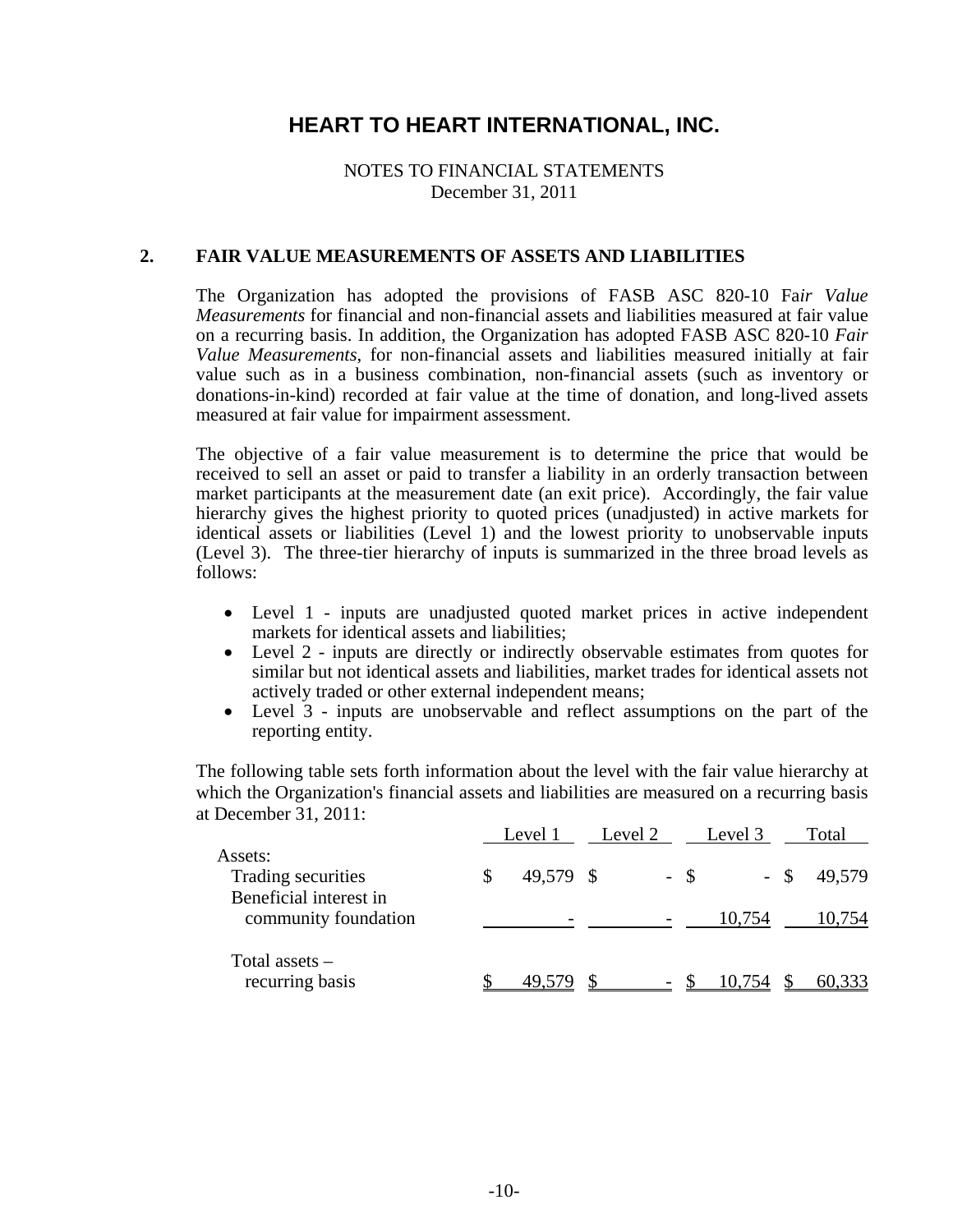# HEART TO HEART INTERNATIONAL, INC.

NOTES TO FINANCIAL STATEMENTS
December 31, 2011

## 2. FAIR VALUE MEASUREMENTS OF ASSETS AND LIABILITIES

The Organization has adopted the provisions of FASB ASC 820-10 Fa*ir Value Measurements* for financial and non-financial assets and liabilities measured at fair value on a recurring basis. In addition, the Organization has adopted FASB ASC 820-10 *Fair Value Measurements*, for non-financial assets and liabilities measured initially at fair value such as in a business combination, non-financial assets (such as inventory or donations-in-kind) recorded at fair value at the time of donation, and long-lived assets measured at fair value for impairment assessment.

The objective of a fair value measurement is to determine the price that would be received to sell an asset or paid to transfer a liability in an orderly transaction between market participants at the measurement date (an exit price). Accordingly, the fair value hierarchy gives the highest priority to quoted prices (unadjusted) in active markets for identical assets or liabilities (Level 1) and the lowest priority to unobservable inputs (Level 3). The three-tier hierarchy of inputs is summarized in the three broad levels as follows:

- Level 1 - inputs are unadjusted quoted market prices in active independent markets for identical assets and liabilities;
- Level 2 - inputs are directly or indirectly observable estimates from quotes for similar but not identical assets and liabilities, market trades for identical assets not actively traded or other external independent means;
- Level 3 - inputs are unobservable and reflect assumptions on the part of the reporting entity.

The following table sets forth information about the level with the fair value hierarchy at which the Organization's financial assets and liabilities are measured on a recurring basis at December 31, 2011:

| | Level 1 | Level 2 | Level 3 | Total |
|---|---|---|---|---|
| Assets: | | | | |
| Trading securities | $ 49,579 | $ - | $ - | $ 49,579 |
| Beneficial interest in community foundation | - | - | 10,754 | 10,754 |
| Total assets – recurring basis | $ 49,579 | $ - | $ 10,754 | $ 60,333 |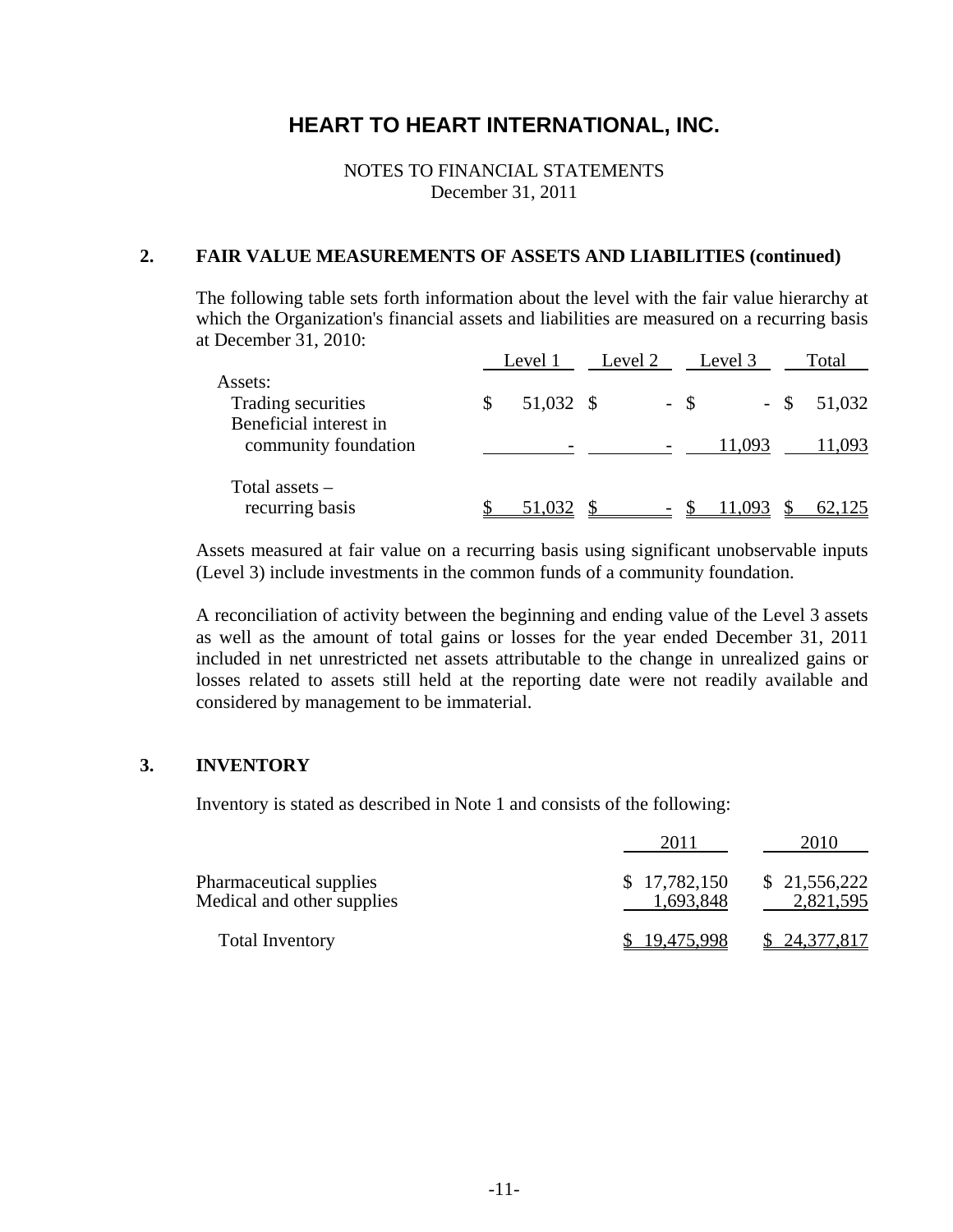# HEART TO HEART INTERNATIONAL, INC.

NOTES TO FINANCIAL STATEMENTS
December 31, 2011

## 2. FAIR VALUE MEASUREMENTS OF ASSETS AND LIABILITIES (continued)

The following table sets forth information about the level with the fair value hierarchy at which the Organization's financial assets and liabilities are measured on a recurring basis at December 31, 2010:

| | Level 1 | Level 2 | Level 3 | Total |
|---|---|---|---|---|
| Assets: | | | | |
| Trading securities | $ 51,032 | $ - | $ - | $ 51,032 |
| Beneficial interest in community foundation | - | - | 11,093 | 11,093 |
| Total assets – recurring basis | $ 51,032 | $ - | $ 11,093 | $ 62,125 |

Assets measured at fair value on a recurring basis using significant unobservable inputs (Level 3) include investments in the common funds of a community foundation.

A reconciliation of activity between the beginning and ending value of the Level 3 assets as well as the amount of total gains or losses for the year ended December 31, 2011 included in net unrestricted net assets attributable to the change in unrealized gains or losses related to assets still held at the reporting date were not readily available and considered by management to be immaterial.

## 3. INVENTORY

Inventory is stated as described in Note 1 and consists of the following:

| | 2011 | 2010 |
|---|---|---|
| Pharmaceutical supplies | $ 17,782,150 | $ 21,556,222 |
| Medical and other supplies | 1,693,848 | 2,821,595 |
| Total Inventory | $ 19,475,998 | $ 24,377,817 |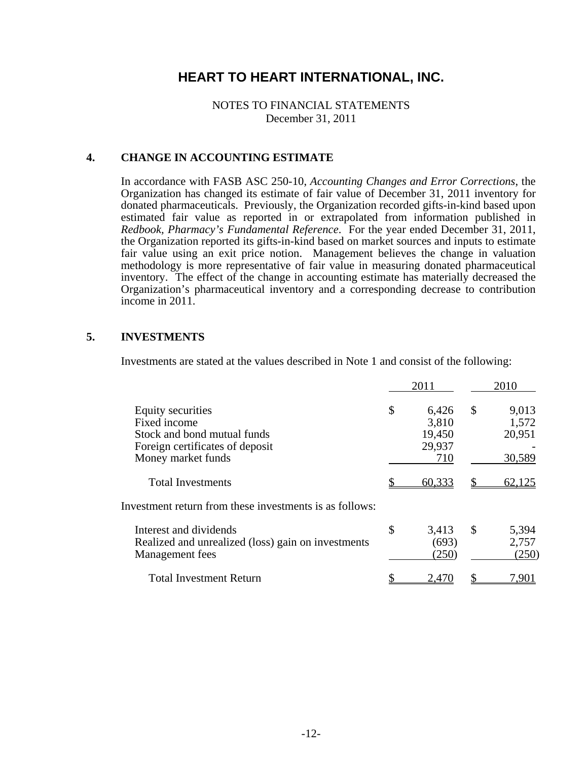# HEART TO HEART INTERNATIONAL, INC.

NOTES TO FINANCIAL STATEMENTS
December 31, 2011

## 4. CHANGE IN ACCOUNTING ESTIMATE

In accordance with FASB ASC 250-10, *Accounting Changes and Error Corrections*, the Organization has changed its estimate of fair value of December 31, 2011 inventory for donated pharmaceuticals. Previously, the Organization recorded gifts-in-kind based upon estimated fair value as reported in or extrapolated from information published in *Redbook, Pharmacy's Fundamental Reference*. For the year ended December 31, 2011, the Organization reported its gifts-in-kind based on market sources and inputs to estimate fair value using an exit price notion. Management believes the change in valuation methodology is more representative of fair value in measuring donated pharmaceutical inventory. The effect of the change in accounting estimate has materially decreased the Organization's pharmaceutical inventory and a corresponding decrease to contribution income in 2011.

## 5. INVESTMENTS

Investments are stated at the values described in Note 1 and consist of the following:

| | 2011 | 2010 |
|---|---|---|
| Equity securities | $ 6,426 | $ 9,013 |
| Fixed income | 3,810 | 1,572 |
| Stock and bond mutual funds | 19,450 | 20,951 |
| Foreign certificates of deposit | 29,937 | - |
| Money market funds | 710 | 30,589 |
| Total Investments | $ 60,333 | $ 62,125 |

Investment return from these investments is as follows:

| | 2011 | 2010 |
|---|---|---|
| Interest and dividends | $ 3,413 | $ 5,394 |
| Realized and unrealized (loss) gain on investments | (693) | 2,757 |
| Management fees | (250) | (250) |
| Total Investment Return | $ 2,470 | $ 7,901 |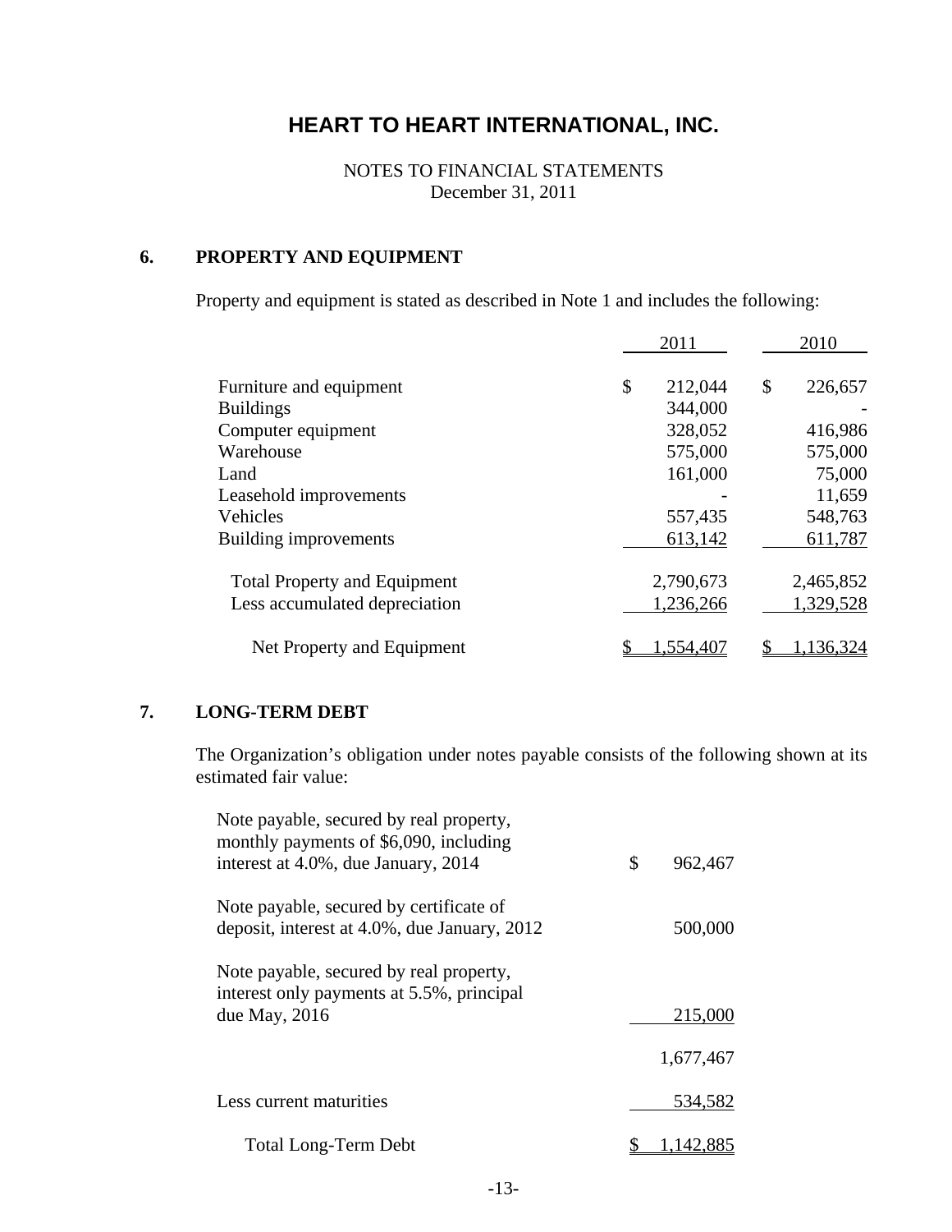# HEART TO HEART INTERNATIONAL, INC.

NOTES TO FINANCIAL STATEMENTS
December 31, 2011

## 6. PROPERTY AND EQUIPMENT

Property and equipment is stated as described in Note 1 and includes the following:

| | 2011 | 2010 |
|---|---|---|
| Furniture and equipment | $ 212,044 | $ 226,657 |
| Buildings | 344,000 | - |
| Computer equipment | 328,052 | 416,986 |
| Warehouse | 575,000 | 575,000 |
| Land | 161,000 | 75,000 |
| Leasehold improvements | - | 11,659 |
| Vehicles | 557,435 | 548,763 |
| Building improvements | 613,142 | 611,787 |
| Total Property and Equipment | 2,790,673 | 2,465,852 |
| Less accumulated depreciation | 1,236,266 | 1,329,528 |
| Net Property and Equipment | $ 1,554,407 | $ 1,136,324 |

## 7. LONG-TERM DEBT

The Organization's obligation under notes payable consists of the following shown at its estimated fair value:

| | |
|---|---|
| Note payable, secured by real property, monthly payments of $6,090, including interest at 4.0%, due January, 2014 | $ 962,467 |
| Note payable, secured by certificate of deposit, interest at 4.0%, due January, 2012 | 500,000 |
| Note payable, secured by real property, interest only payments at 5.5%, principal due May, 2016 | 215,000 |
| | 1,677,467 |
| Less current maturities | 534,582 |
| Total Long-Term Debt | $ 1,142,885 |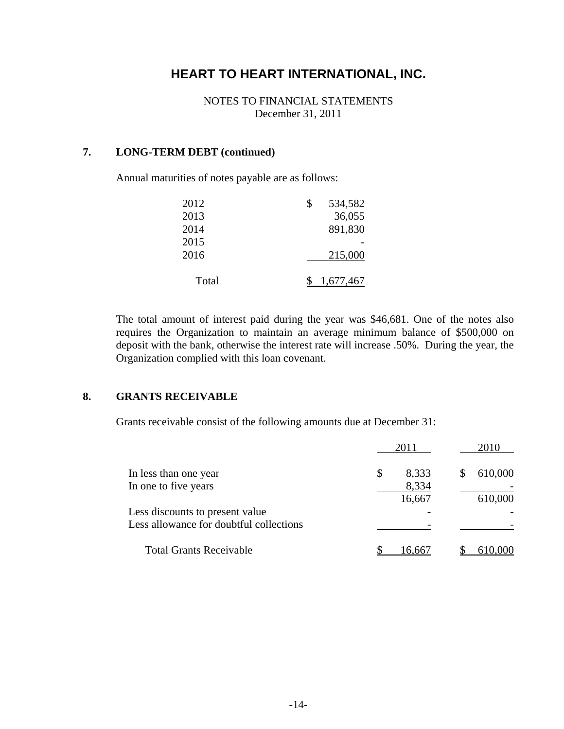# HEART TO HEART INTERNATIONAL, INC.

NOTES TO FINANCIAL STATEMENTS
December 31, 2011

## 7. LONG-TERM DEBT (continued)

Annual maturities of notes payable are as follows:

| Year | Amount |
|---|---|
| 2012 | $ 534,582 |
| 2013 | 36,055 |
| 2014 | 891,830 |
| 2015 | - |
| 2016 | 215,000 |
| Total | $ 1,677,467 |

The total amount of interest paid during the year was $46,681. One of the notes also requires the Organization to maintain an average minimum balance of $500,000 on deposit with the bank, otherwise the interest rate will increase .50%. During the year, the Organization complied with this loan covenant.

## 8. GRANTS RECEIVABLE

Grants receivable consist of the following amounts due at December 31:

| | 2011 | 2010 |
|---|---|---|
| In less than one year | $ 8,333 | $ 610,000 |
| In one to five years | 8,334 | - |
| | 16,667 | 610,000 |
| Less discounts to present value | - | - |
| Less allowance for doubtful collections | - | - |
| Total Grants Receivable | $ 16,667 | $ 610,000 |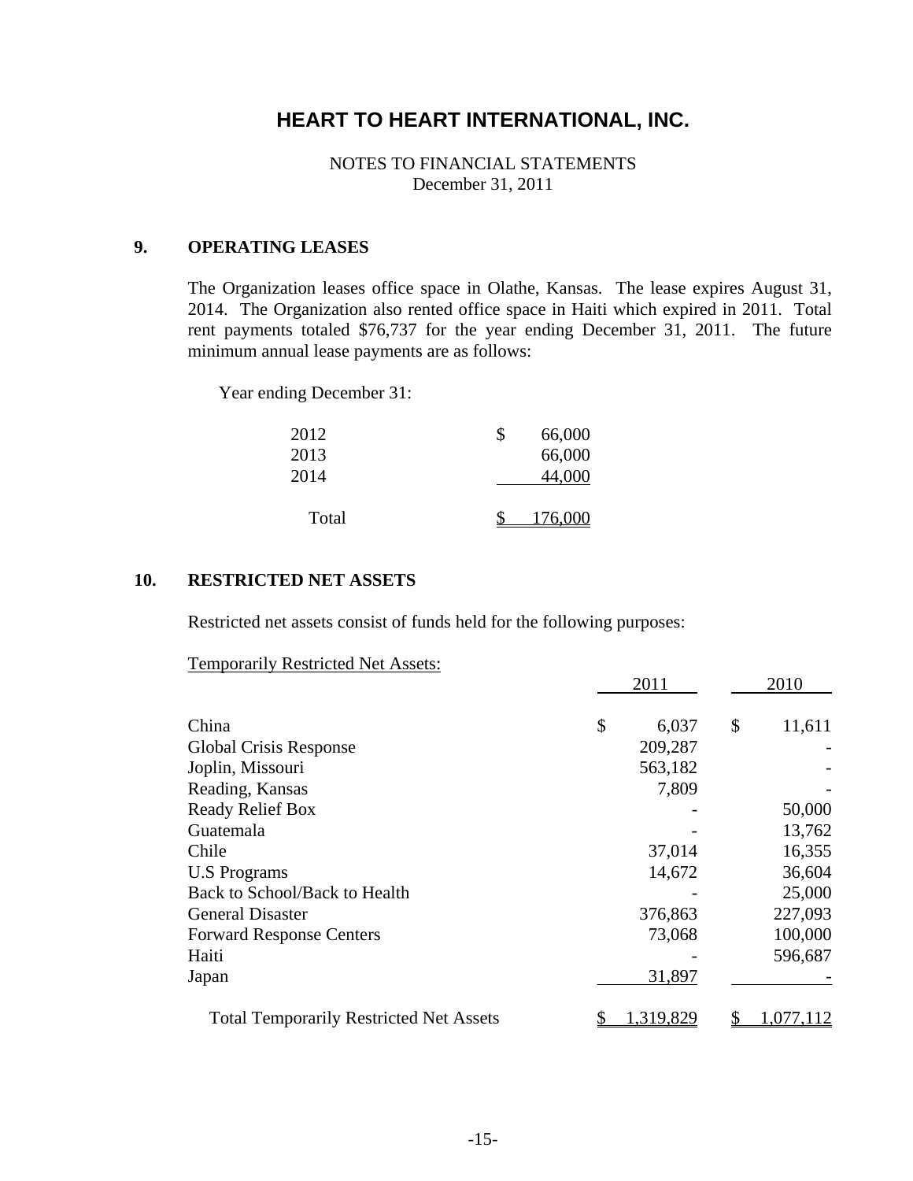# HEART TO HEART INTERNATIONAL, INC.

NOTES TO FINANCIAL STATEMENTS
December 31, 2011

## 9. OPERATING LEASES

The Organization leases office space in Olathe, Kansas. The lease expires August 31, 2014. The Organization also rented office space in Haiti which expired in 2011. Total rent payments totaled $76,737 for the year ending December 31, 2011. The future minimum annual lease payments are as follows:

Year ending December 31:

| | |
|---|---|
| 2012 | $ 66,000 |
| 2013 | 66,000 |
| 2014 | 44,000 |
| Total | $ 176,000 |

## 10. RESTRICTED NET ASSETS

Restricted net assets consist of funds held for the following purposes:

Temporarily Restricted Net Assets:

| | 2011 | 2010 |
|---|---|---|
| China | $ 6,037 | $ 11,611 |
| Global Crisis Response | 209,287 | - |
| Joplin, Missouri | 563,182 | - |
| Reading, Kansas | 7,809 | - |
| Ready Relief Box | - | 50,000 |
| Guatemala | - | 13,762 |
| Chile | 37,014 | 16,355 |
| U.S Programs | 14,672 | 36,604 |
| Back to School/Back to Health | - | 25,000 |
| General Disaster | 376,863 | 227,093 |
| Forward Response Centers | 73,068 | 100,000 |
| Haiti | - | 596,687 |
| Japan | 31,897 | - |
| Total Temporarily Restricted Net Assets | $ 1,319,829 | $ 1,077,112 |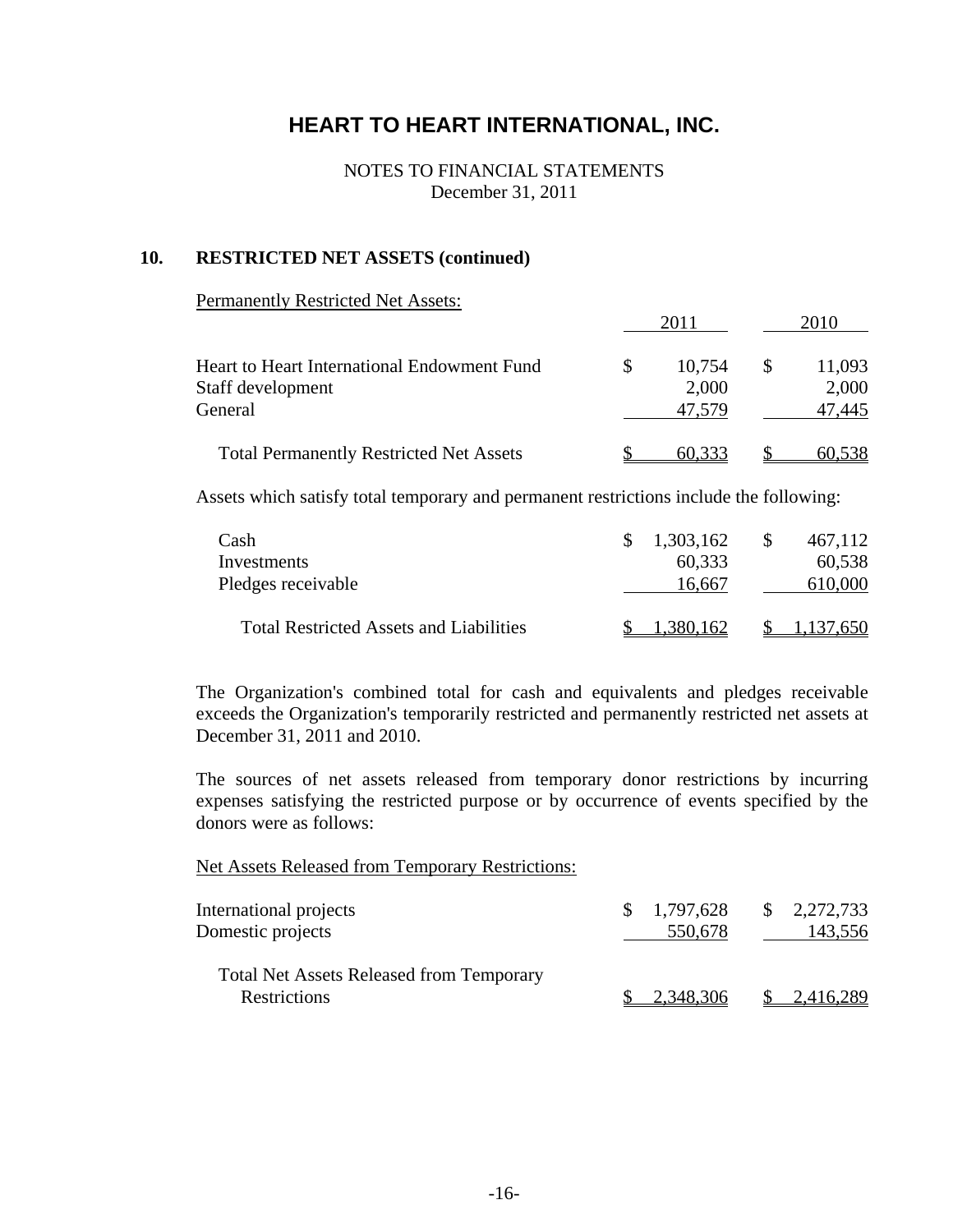# HEART TO HEART INTERNATIONAL, INC.

NOTES TO FINANCIAL STATEMENTS
December 31, 2011

## 10. RESTRICTED NET ASSETS (continued)

Permanently Restricted Net Assets:

| | 2011 | 2010 |
|---|---|---|
| Heart to Heart International Endowment Fund | $ 10,754 | $ 11,093 |
| Staff development | 2,000 | 2,000 |
| General | 47,579 | 47,445 |
| Total Permanently Restricted Net Assets | $ 60,333 | $ 60,538 |

Assets which satisfy total temporary and permanent restrictions include the following:

| | 2011 | 2010 |
|---|---|---|
| Cash | $ 1,303,162 | $ 467,112 |
| Investments | 60,333 | 60,538 |
| Pledges receivable | 16,667 | 610,000 |
| Total Restricted Assets and Liabilities | $ 1,380,162 | $ 1,137,650 |

The Organization's combined total for cash and equivalents and pledges receivable exceeds the Organization's temporarily restricted and permanently restricted net assets at December 31, 2011 and 2010.

The sources of net assets released from temporary donor restrictions by incurring expenses satisfying the restricted purpose or by occurrence of events specified by the donors were as follows:

Net Assets Released from Temporary Restrictions:

| | 2011 | 2010 |
|---|---|---|
| International projects | $ 1,797,628 | $ 2,272,733 |
| Domestic projects | 550,678 | 143,556 |
| Total Net Assets Released from Temporary Restrictions | $ 2,348,306 | $ 2,416,289 |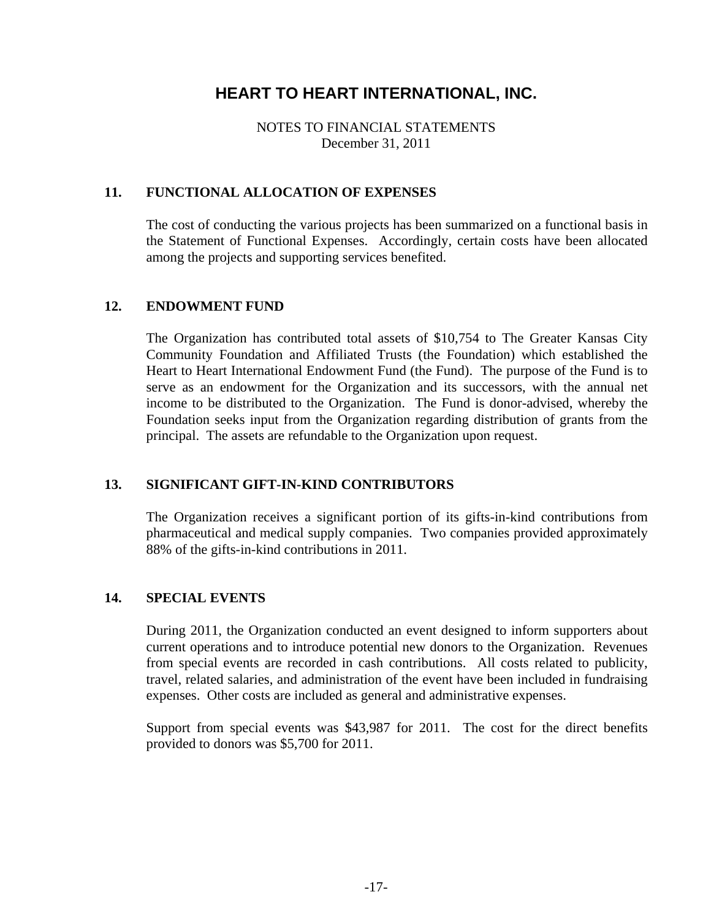# HEART TO HEART INTERNATIONAL, INC.

NOTES TO FINANCIAL STATEMENTS
December 31, 2011

## 11. FUNCTIONAL ALLOCATION OF EXPENSES

The cost of conducting the various projects has been summarized on a functional basis in the Statement of Functional Expenses. Accordingly, certain costs have been allocated among the projects and supporting services benefited.

## 12. ENDOWMENT FUND

The Organization has contributed total assets of $10,754 to The Greater Kansas City Community Foundation and Affiliated Trusts (the Foundation) which established the Heart to Heart International Endowment Fund (the Fund). The purpose of the Fund is to serve as an endowment for the Organization and its successors, with the annual net income to be distributed to the Organization. The Fund is donor-advised, whereby the Foundation seeks input from the Organization regarding distribution of grants from the principal. The assets are refundable to the Organization upon request.

## 13. SIGNIFICANT GIFT-IN-KIND CONTRIBUTORS

The Organization receives a significant portion of its gifts-in-kind contributions from pharmaceutical and medical supply companies. Two companies provided approximately 88% of the gifts-in-kind contributions in 2011.

## 14. SPECIAL EVENTS

During 2011, the Organization conducted an event designed to inform supporters about current operations and to introduce potential new donors to the Organization. Revenues from special events are recorded in cash contributions. All costs related to publicity, travel, related salaries, and administration of the event have been included in fundraising expenses. Other costs are included as general and administrative expenses.

Support from special events was $43,987 for 2011. The cost for the direct benefits provided to donors was $5,700 for 2011.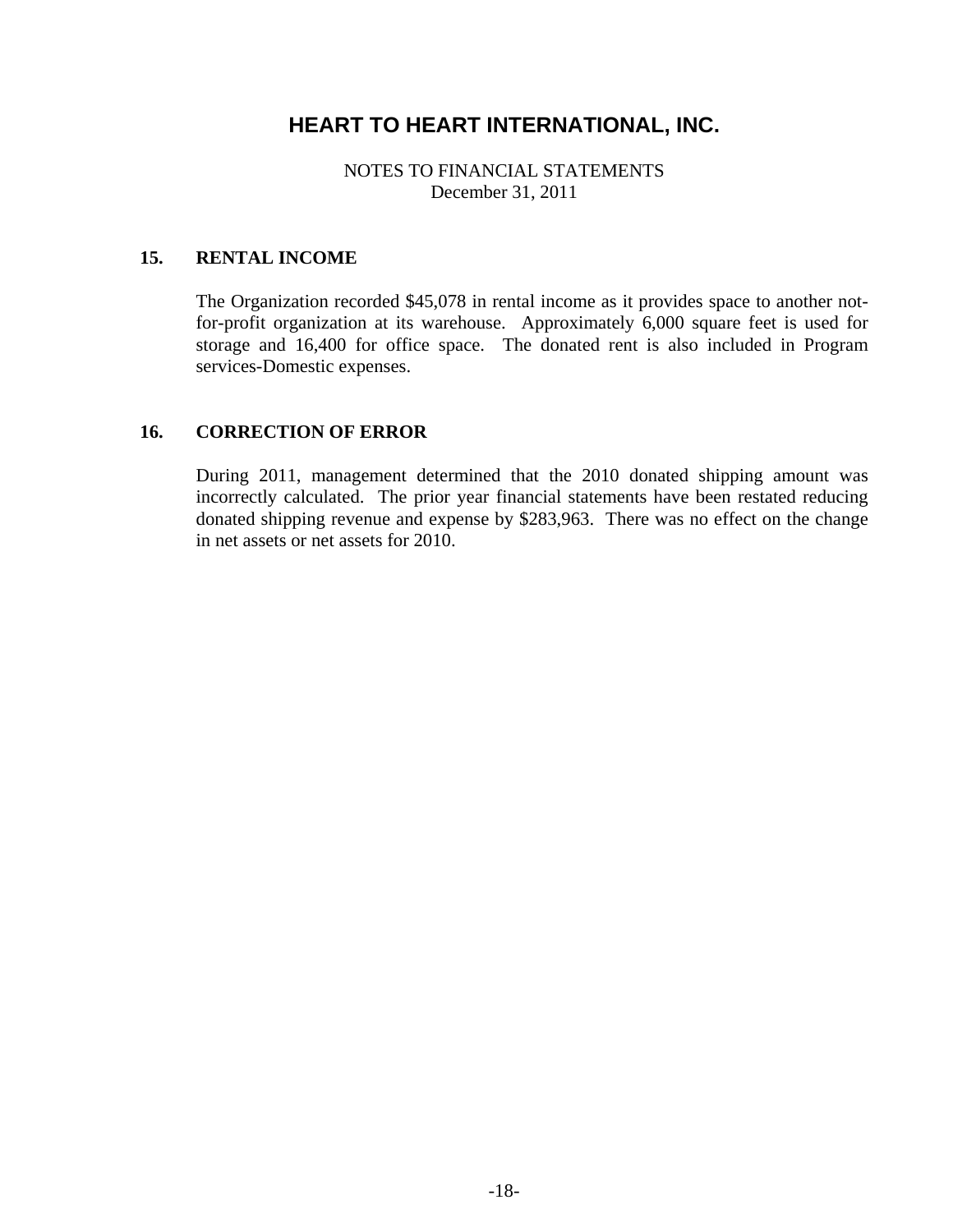# HEART TO HEART INTERNATIONAL, INC.

NOTES TO FINANCIAL STATEMENTS
December 31, 2011

## 15. RENTAL INCOME

The Organization recorded $45,078 in rental income as it provides space to another not-for-profit organization at its warehouse. Approximately 6,000 square feet is used for storage and 16,400 for office space. The donated rent is also included in Program services-Domestic expenses.

## 16. CORRECTION OF ERROR

During 2011, management determined that the 2010 donated shipping amount was incorrectly calculated. The prior year financial statements have been restated reducing donated shipping revenue and expense by $283,963. There was no effect on the change in net assets or net assets for 2010.